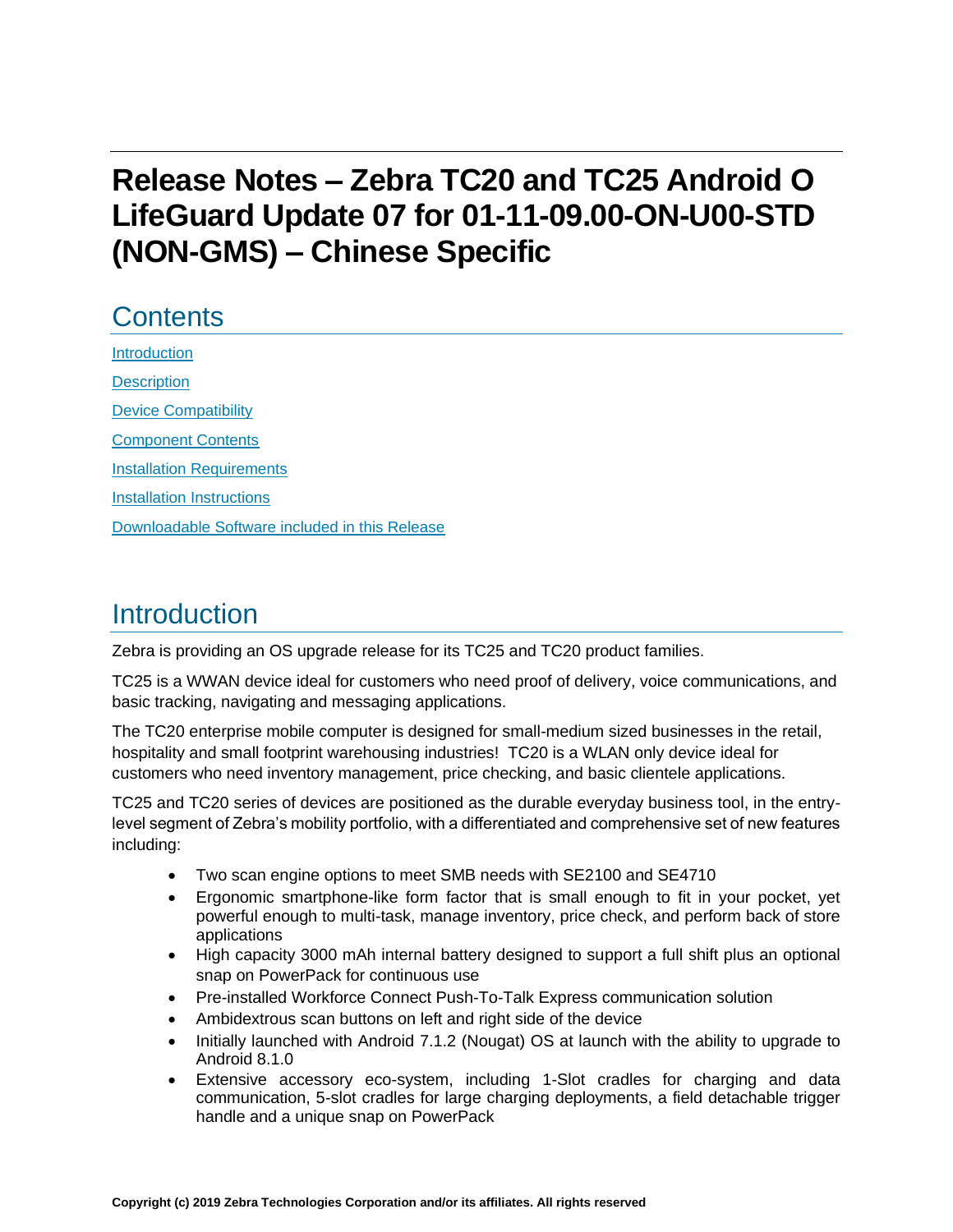# Release Notes – Zebra TC20 and TC25 Android O LifeGuard Update 07 for 01-11-09.00-ON-U00-STD (NON-GMS) – Chinese Specific

## Contents

[Introduction](#introduction)

[Description](#description)

[Device Compatibility](#device-compatibility)

[Component Contents](#component-contents)

[Installation Requirements](#installation-requirements)

[Installation Instructions](#installation-instructions)

[Downloadable Software included in this Release](#downloadable-software-included-in-this-release)

## Introduction

Zebra is providing an OS upgrade release for its TC25 and TC20 product families.

TC25 is a WWAN device ideal for customers who need proof of delivery, voice communications, and basic tracking, navigating and messaging applications.

The TC20 enterprise mobile computer is designed for small-medium sized businesses in the retail, hospitality and small footprint warehousing industries! TC20 is a WLAN only device ideal for customers who need inventory management, price checking, and basic clientele applications.

TC25 and TC20 series of devices are positioned as the durable everyday business tool, in the entry-level segment of Zebra's mobility portfolio, with a differentiated and comprehensive set of new features including:

- Two scan engine options to meet SMB needs with SE2100 and SE4710
- Ergonomic smartphone-like form factor that is small enough to fit in your pocket, yet powerful enough to multi-task, manage inventory, price check, and perform back of store applications
- High capacity 3000 mAh internal battery designed to support a full shift plus an optional snap on PowerPack for continuous use
- Pre-installed Workforce Connect Push-To-Talk Express communication solution
- Ambidextrous scan buttons on left and right side of the device
- Initially launched with Android 7.1.2 (Nougat) OS at launch with the ability to upgrade to Android 8.1.0
- Extensive accessory eco-system, including 1-Slot cradles for charging and data communication, 5-slot cradles for large charging deployments, a field detachable trigger handle and a unique snap on PowerPack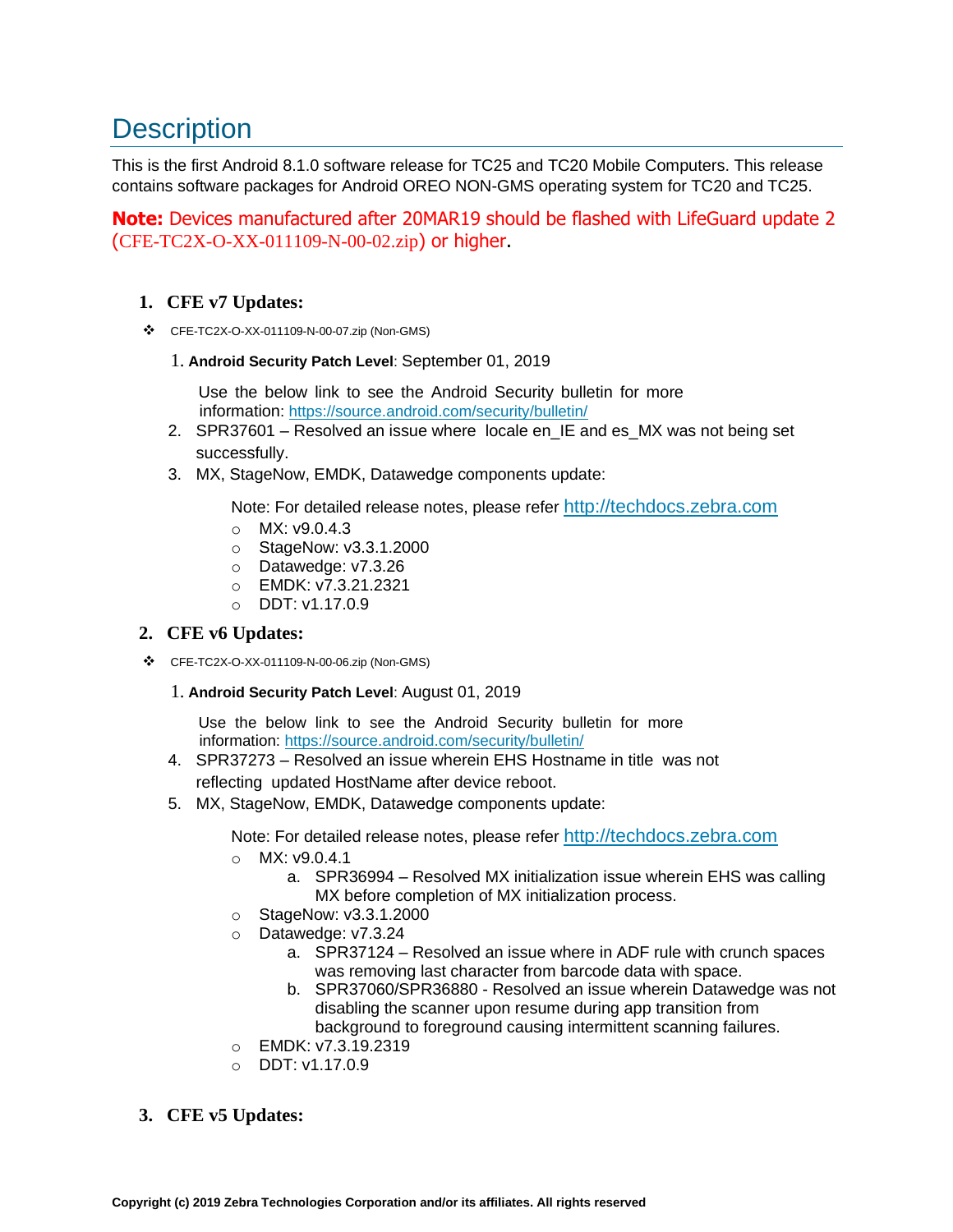# Description

This is the first Android 8.1.0 software release for TC25 and TC20 Mobile Computers. This release contains software packages for Android OREO NON-GMS operating system for TC20 and TC25.

**Note:** Devices manufactured after 20MAR19 should be flashed with LifeGuard update 2 (CFE-TC2X-O-XX-011109-N-00-02.zip) or higher.

1. **CFE v7 Updates:**

- CFE-TC2X-O-XX-011109-N-00-07.zip (Non-GMS)

   1. **Android Security Patch Level**: September 01, 2019

      Use the below link to see the Android Security bulletin for more information: https://source.android.com/security/bulletin/

   2. SPR37601 – Resolved an issue where locale en_IE and es_MX was not being set successfully.
   3. MX, StageNow, EMDK, Datawedge components update:

      Note: For detailed release notes, please refer http://techdocs.zebra.com

      - MX: v9.0.4.3
      - StageNow: v3.3.1.2000
      - Datawedge: v7.3.26
      - EMDK: v7.3.21.2321
      - DDT: v1.17.0.9

2. **CFE v6 Updates:**

- CFE-TC2X-O-XX-011109-N-00-06.zip (Non-GMS)

   1. **Android Security Patch Level**: August 01, 2019

      Use the below link to see the Android Security bulletin for more information: https://source.android.com/security/bulletin/

   4. SPR37273 – Resolved an issue wherein EHS Hostname in title was not reflecting updated HostName after device reboot.
   5. MX, StageNow, EMDK, Datawedge components update:

      Note: For detailed release notes, please refer http://techdocs.zebra.com

      - MX: v9.0.4.1
        a. SPR36994 – Resolved MX initialization issue wherein EHS was calling MX before completion of MX initialization process.
      - StageNow: v3.3.1.2000
      - Datawedge: v7.3.24
        a. SPR37124 – Resolved an issue where in ADF rule with crunch spaces was removing last character from barcode data with space.
        b. SPR37060/SPR36880 - Resolved an issue wherein Datawedge was not disabling the scanner upon resume during app transition from background to foreground causing intermittent scanning failures.
      - EMDK: v7.3.19.2319
      - DDT: v1.17.0.9

3. **CFE v5 Updates:**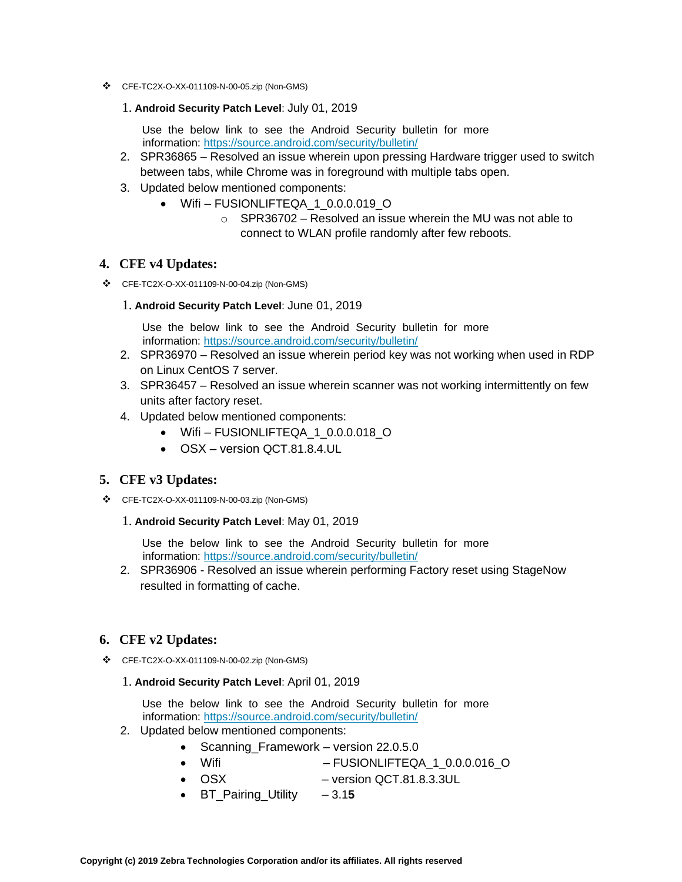- ❖ CFE-TC2X-O-XX-011109-N-00-05.zip (Non-GMS)

1. **Android Security Patch Level**: July 01, 2019

   Use the below link to see the Android Security bulletin for more information: https://source.android.com/security/bulletin/

2. SPR36865 – Resolved an issue wherein upon pressing Hardware trigger used to switch between tabs, while Chrome was in foreground with multiple tabs open.
3. Updated below mentioned components:
   - Wifi – FUSIONLIFTEQA_1_0.0.0.019_O
     - SPR36702 – Resolved an issue wherein the MU was not able to connect to WLAN profile randomly after few reboots.

## 4. CFE v4 Updates:

- ❖ CFE-TC2X-O-XX-011109-N-00-04.zip (Non-GMS)

1. **Android Security Patch Level**: June 01, 2019

   Use the below link to see the Android Security bulletin for more information: https://source.android.com/security/bulletin/

2. SPR36970 – Resolved an issue wherein period key was not working when used in RDP on Linux CentOS 7 server.
3. SPR36457 – Resolved an issue wherein scanner was not working intermittently on few units after factory reset.
4. Updated below mentioned components:
   - Wifi – FUSIONLIFTEQA_1_0.0.0.018_O
   - OSX – version QCT.81.8.4.UL

## 5. CFE v3 Updates:

- ❖ CFE-TC2X-O-XX-011109-N-00-03.zip (Non-GMS)

1. **Android Security Patch Level**: May 01, 2019

   Use the below link to see the Android Security bulletin for more information: https://source.android.com/security/bulletin/

2. SPR36906 - Resolved an issue wherein performing Factory reset using StageNow resulted in formatting of cache.

## 6. CFE v2 Updates:

- ❖ CFE-TC2X-O-XX-011109-N-00-02.zip (Non-GMS)

1. **Android Security Patch Level**: April 01, 2019

   Use the below link to see the Android Security bulletin for more information: https://source.android.com/security/bulletin/

2. Updated below mentioned components:
   - Scanning_Framework – version 22.0.5.0
   - Wifi – FUSIONLIFTEQA_1_0.0.0.016_O
   - OSX – version QCT.81.8.3.3UL
   - BT_Pairing_Utility – 3.1**5**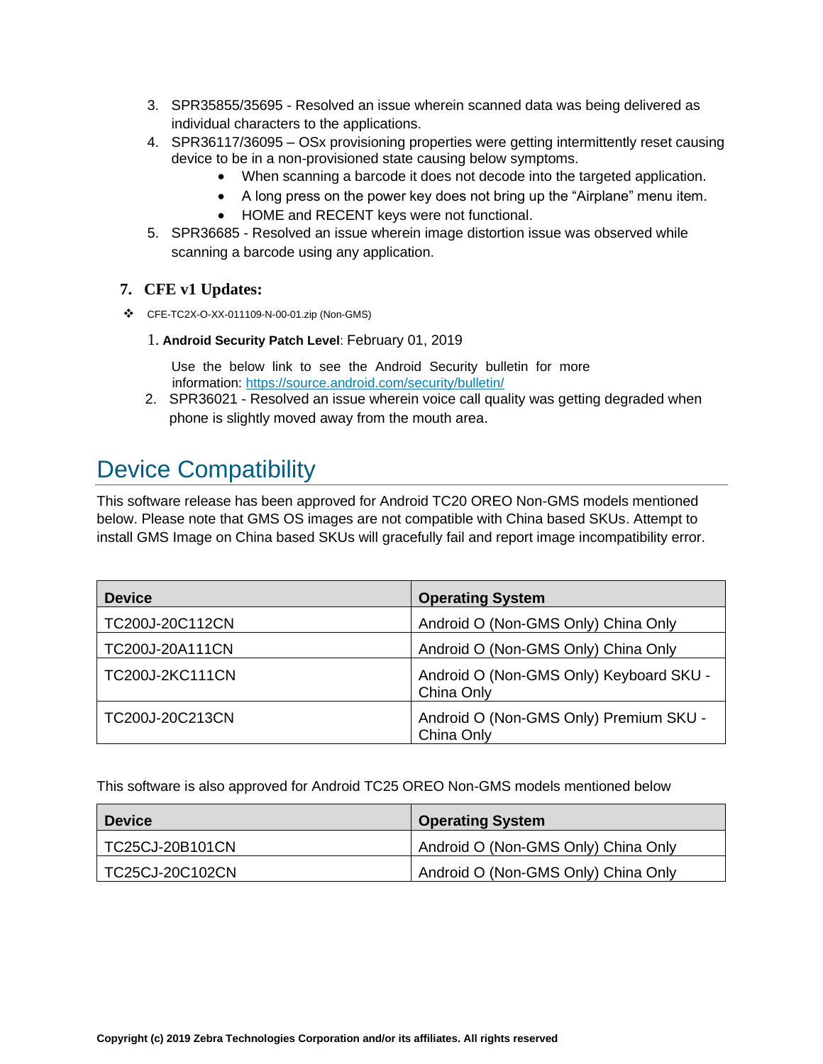3. SPR35855/35695 - Resolved an issue wherein scanned data was being delivered as individual characters to the applications.
4. SPR36117/36095 – OSx provisioning properties were getting intermittently reset causing device to be in a non-provisioned state causing below symptoms.
    - When scanning a barcode it does not decode into the targeted application.
    - A long press on the power key does not bring up the "Airplane" menu item.
    - HOME and RECENT keys were not functional.
5. SPR36685 - Resolved an issue wherein image distortion issue was observed while scanning a barcode using any application.

### 7. CFE v1 Updates:

- CFE-TC2X-O-XX-011109-N-00-01.zip (Non-GMS)

    1. **Android Security Patch Level**: February 01, 2019

        Use the below link to see the Android Security bulletin for more information: https://source.android.com/security/bulletin/
    2. SPR36021 - Resolved an issue wherein voice call quality was getting degraded when phone is slightly moved away from the mouth area.

# Device Compatibility

This software release has been approved for Android TC20 OREO Non-GMS models mentioned below. Please note that GMS OS images are not compatible with China based SKUs. Attempt to install GMS Image on China based SKUs will gracefully fail and report image incompatibility error.

| Device | Operating System |
|---|---|
| TC200J-20C112CN | Android O (Non-GMS Only) China Only |
| TC200J-20A111CN | Android O (Non-GMS Only) China Only |
| TC200J-2KC111CN | Android O (Non-GMS Only) Keyboard SKU - China Only |
| TC200J-20C213CN | Android O (Non-GMS Only) Premium SKU - China Only |

This software is also approved for Android TC25 OREO Non-GMS models mentioned below

| Device | Operating System |
|---|---|
| TC25CJ-20B101CN | Android O (Non-GMS Only) China Only |
| TC25CJ-20C102CN | Android O (Non-GMS Only) China Only |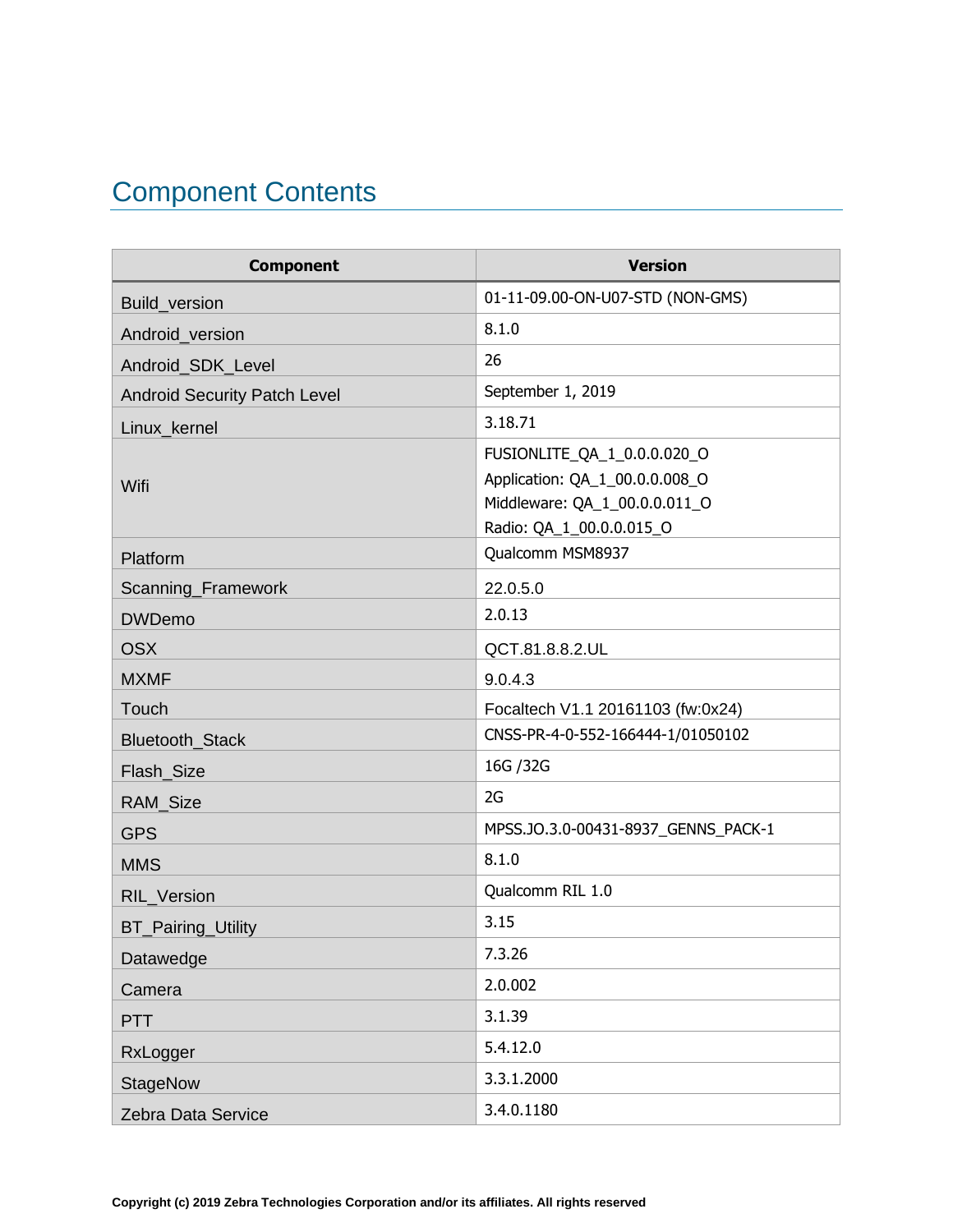# Component Contents

| Component | Version |
| --- | --- |
| Build_version | 01-11-09.00-ON-U07-STD (NON-GMS) |
| Android_version | 8.1.0 |
| Android_SDK_Level | 26 |
| Android Security Patch Level | September 1, 2019 |
| Linux_kernel | 3.18.71 |
| Wifi | FUSIONLITE_QA_1_0.0.0.020_O<br>Application: QA_1_00.0.0.008_O<br>Middleware: QA_1_00.0.0.011_O<br>Radio: QA_1_00.0.0.015_O |
| Platform | Qualcomm MSM8937 |
| Scanning_Framework | 22.0.5.0 |
| DWDemo | 2.0.13 |
| OSX | QCT.81.8.8.2.UL |
| MXMF | 9.0.4.3 |
| Touch | Focaltech V1.1 20161103 (fw:0x24) |
| Bluetooth_Stack | CNSS-PR-4-0-552-166444-1/01050102 |
| Flash_Size | 16G /32G |
| RAM_Size | 2G |
| GPS | MPSS.JO.3.0-00431-8937_GENNS_PACK-1 |
| MMS | 8.1.0 |
| RIL_Version | Qualcomm RIL 1.0 |
| BT_Pairing_Utility | 3.15 |
| Datawedge | 7.3.26 |
| Camera | 2.0.002 |
| PTT | 3.1.39 |
| RxLogger | 5.4.12.0 |
| StageNow | 3.3.1.2000 |
| Zebra Data Service | 3.4.0.1180 |

**Copyright (c) 2019 Zebra Technologies Corporation and/or its affiliates. All rights reserved**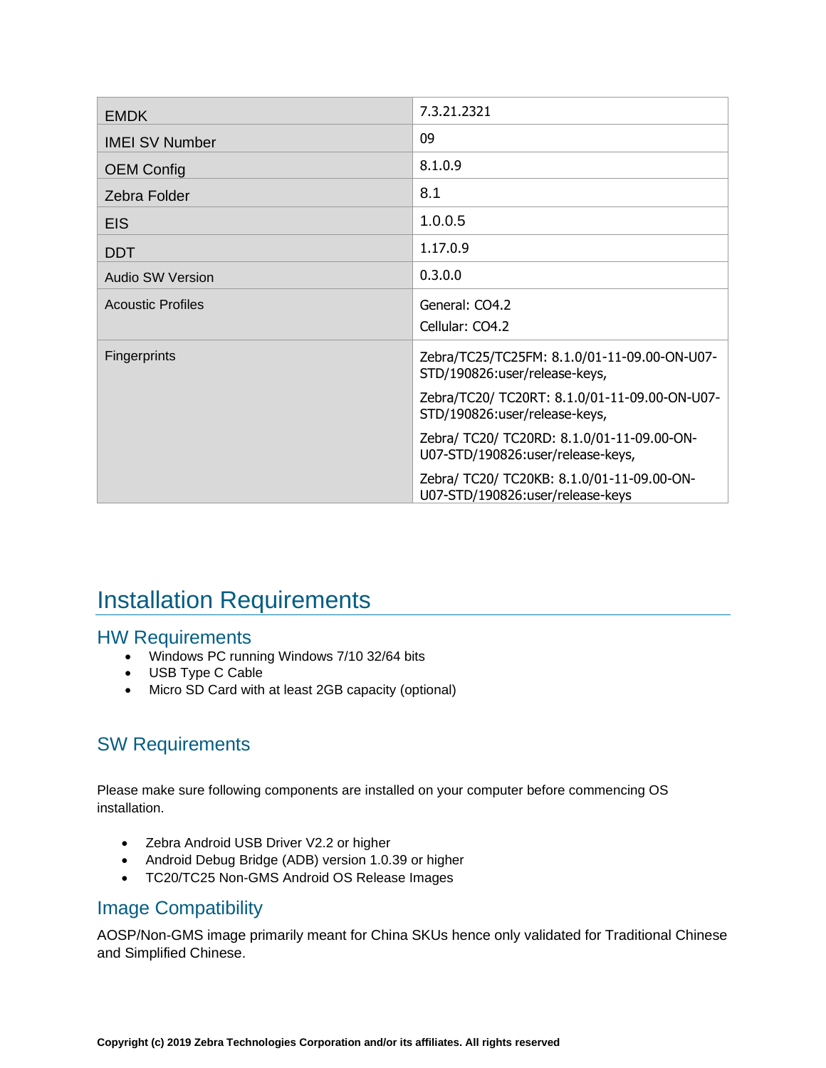| | |
|---|---|
| EMDK | 7.3.21.2321 |
| IMEI SV Number | 09 |
| OEM Config | 8.1.0.9 |
| Zebra Folder | 8.1 |
| EIS | 1.0.0.5 |
| DDT | 1.17.0.9 |
| Audio SW Version | 0.3.0.0 |
| Acoustic Profiles | General: CO4.2<br>Cellular: CO4.2 |
| Fingerprints | Zebra/TC25/TC25FM: 8.1.0/01-11-09.00-ON-U07-STD/190826:user/release-keys,<br>Zebra/TC20/ TC20RT: 8.1.0/01-11-09.00-ON-U07-STD/190826:user/release-keys,<br>Zebra/ TC20/ TC20RD: 8.1.0/01-11-09.00-ON-U07-STD/190826:user/release-keys,<br>Zebra/ TC20/ TC20KB: 8.1.0/01-11-09.00-ON-U07-STD/190826:user/release-keys |

# Installation Requirements

## HW Requirements

- Windows PC running Windows 7/10 32/64 bits
- USB Type C Cable
- Micro SD Card with at least 2GB capacity (optional)

## SW Requirements

Please make sure following components are installed on your computer before commencing OS installation.

- Zebra Android USB Driver V2.2 or higher
- Android Debug Bridge (ADB) version 1.0.39 or higher
- TC20/TC25 Non-GMS Android OS Release Images

## Image Compatibility

AOSP/Non-GMS image primarily meant for China SKUs hence only validated for Traditional Chinese and Simplified Chinese.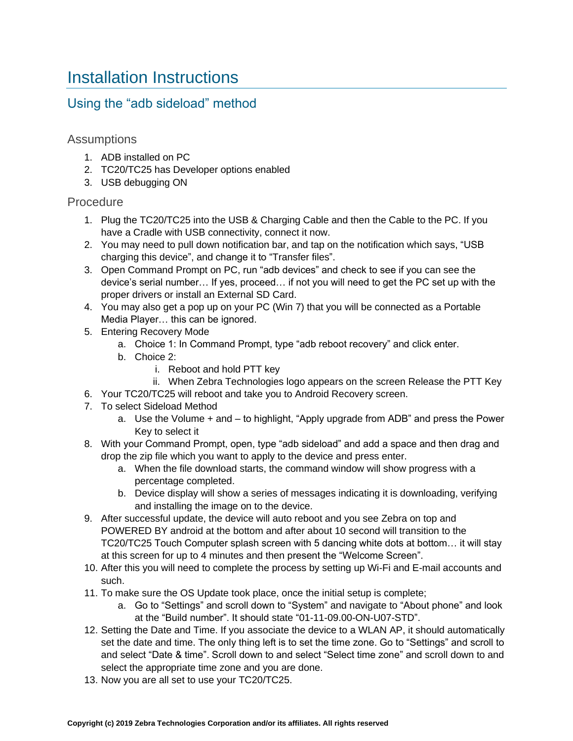# Installation Instructions

## Using the "adb sideload" method

### Assumptions

1. ADB installed on PC
2. TC20/TC25 has Developer options enabled
3. USB debugging ON

### Procedure

1. Plug the TC20/TC25 into the USB & Charging Cable and then the Cable to the PC. If you have a Cradle with USB connectivity, connect it now.
2. You may need to pull down notification bar, and tap on the notification which says, "USB charging this device", and change it to "Transfer files".
3. Open Command Prompt on PC, run "adb devices" and check to see if you can see the device's serial number… If yes, proceed… if not you will need to get the PC set up with the proper drivers or install an External SD Card.
4. You may also get a pop up on your PC (Win 7) that you will be connected as a Portable Media Player… this can be ignored.
5. Entering Recovery Mode
   a. Choice 1: In Command Prompt, type "adb reboot recovery" and click enter.
   b. Choice 2:
      i. Reboot and hold PTT key
      ii. When Zebra Technologies logo appears on the screen Release the PTT Key
6. Your TC20/TC25 will reboot and take you to Android Recovery screen.
7. To select Sideload Method
   a. Use the Volume + and – to highlight, "Apply upgrade from ADB" and press the Power Key to select it
8. With your Command Prompt, open, type "adb sideload" and add a space and then drag and drop the zip file which you want to apply to the device and press enter.
   a. When the file download starts, the command window will show progress with a percentage completed.
   b. Device display will show a series of messages indicating it is downloading, verifying and installing the image on to the device.
9. After successful update, the device will auto reboot and you see Zebra on top and POWERED BY android at the bottom and after about 10 second will transition to the TC20/TC25 Touch Computer splash screen with 5 dancing white dots at bottom… it will stay at this screen for up to 4 minutes and then present the "Welcome Screen".
10. After this you will need to complete the process by setting up Wi-Fi and E-mail accounts and such.
11. To make sure the OS Update took place, once the initial setup is complete;
    a. Go to "Settings" and scroll down to "System" and navigate to "About phone" and look at the "Build number". It should state "01-11-09.00-ON-U07-STD".
12. Setting the Date and Time. If you associate the device to a WLAN AP, it should automatically set the date and time. The only thing left is to set the time zone. Go to "Settings" and scroll to and select "Date & time". Scroll down to and select "Select time zone" and scroll down to and select the appropriate time zone and you are done.
13. Now you are all set to use your TC20/TC25.

**Copyright (c) 2019 Zebra Technologies Corporation and/or its affiliates. All rights reserved**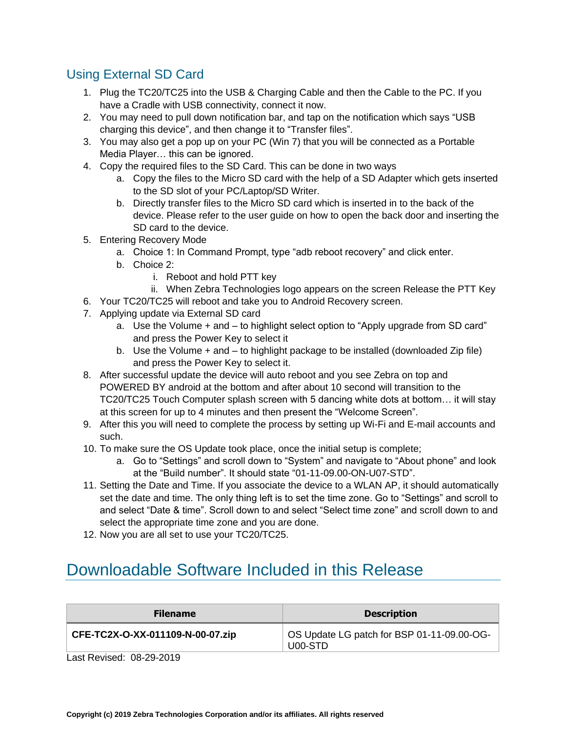## Using External SD Card

1. Plug the TC20/TC25 into the USB & Charging Cable and then the Cable to the PC. If you have a Cradle with USB connectivity, connect it now.
2. You may need to pull down notification bar, and tap on the notification which says "USB charging this device", and then change it to "Transfer files".
3. You may also get a pop up on your PC (Win 7) that you will be connected as a Portable Media Player… this can be ignored.
4. Copy the required files to the SD Card. This can be done in two ways
   a. Copy the files to the Micro SD card with the help of a SD Adapter which gets inserted to the SD slot of your PC/Laptop/SD Writer.
   b. Directly transfer files to the Micro SD card which is inserted in to the back of the device. Please refer to the user guide on how to open the back door and inserting the SD card to the device.
5. Entering Recovery Mode
   a. Choice 1: In Command Prompt, type "adb reboot recovery" and click enter.
   b. Choice 2:
      i. Reboot and hold PTT key
      ii. When Zebra Technologies logo appears on the screen Release the PTT Key
6. Your TC20/TC25 will reboot and take you to Android Recovery screen.
7. Applying update via External SD card
   a. Use the Volume + and – to highlight select option to "Apply upgrade from SD card" and press the Power Key to select it
   b. Use the Volume + and – to highlight package to be installed (downloaded Zip file) and press the Power Key to select it.
8. After successful update the device will auto reboot and you see Zebra on top and POWERED BY android at the bottom and after about 10 second will transition to the TC20/TC25 Touch Computer splash screen with 5 dancing white dots at bottom… it will stay at this screen for up to 4 minutes and then present the "Welcome Screen".
9. After this you will need to complete the process by setting up Wi-Fi and E-mail accounts and such.
10. To make sure the OS Update took place, once the initial setup is complete;
    a. Go to "Settings" and scroll down to "System" and navigate to "About phone" and look at the "Build number". It should state "01-11-09.00-ON-U07-STD".
11. Setting the Date and Time. If you associate the device to a WLAN AP, it should automatically set the date and time. The only thing left is to set the time zone. Go to "Settings" and scroll to and select "Date & time". Scroll down to and select "Select time zone" and scroll down to and select the appropriate time zone and you are done.
12. Now you are all set to use your TC20/TC25.

# Downloadable Software Included in this Release

| Filename | Description |
|---|---|
| **CFE-TC2X-O-XX-011109-N-00-07.zip** | OS Update LG patch for BSP 01-11-09.00-OG-U00-STD |

Last Revised: 08-29-2019